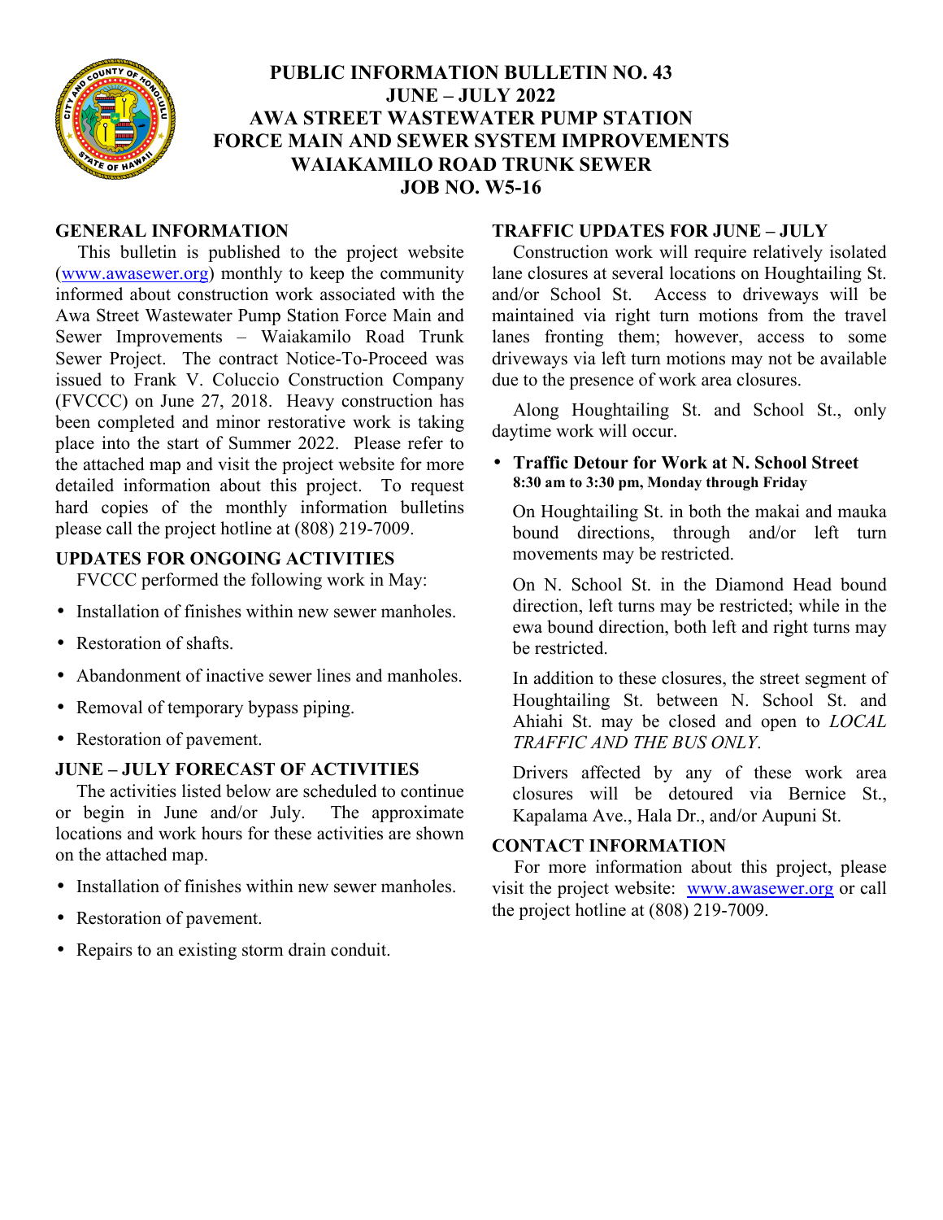# PUBLIC INFORMATION BULLETIN NO. 43
# JUNE – JULY 2022
# AWA STREET WASTEWATER PUMP STATION FORCE MAIN AND SEWER SYSTEM IMPROVEMENTS WAIAKAMILO ROAD TRUNK SEWER
# JOB NO. W5-16

## GENERAL INFORMATION

This bulletin is published to the project website (www.awasewer.org) monthly to keep the community informed about construction work associated with the Awa Street Wastewater Pump Station Force Main and Sewer Improvements – Waiakamilo Road Trunk Sewer Project. The contract Notice-To-Proceed was issued to Frank V. Coluccio Construction Company (FVCCC) on June 27, 2018. Heavy construction has been completed and minor restorative work is taking place into the start of Summer 2022. Please refer to the attached map and visit the project website for more detailed information about this project. To request hard copies of the monthly information bulletins please call the project hotline at (808) 219-7009.

## UPDATES FOR ONGOING ACTIVITIES

FVCCC performed the following work in May:

- Installation of finishes within new sewer manholes.
- Restoration of shafts.
- Abandonment of inactive sewer lines and manholes.
- Removal of temporary bypass piping.
- Restoration of pavement.

## JUNE – JULY FORECAST OF ACTIVITIES

The activities listed below are scheduled to continue or begin in June and/or July. The approximate locations and work hours for these activities are shown on the attached map.

- Installation of finishes within new sewer manholes.
- Restoration of pavement.
- Repairs to an existing storm drain conduit.

## TRAFFIC UPDATES FOR JUNE – JULY

Construction work will require relatively isolated lane closures at several locations on Houghtailing St. and/or School St. Access to driveways will be maintained via right turn motions from the travel lanes fronting them; however, access to some driveways via left turn motions may not be available due to the presence of work area closures.

Along Houghtailing St. and School St., only daytime work will occur.

- **Traffic Detour for Work at N. School Street**
  **8:30 am to 3:30 pm, Monday through Friday**

  On Houghtailing St. in both the makai and mauka bound directions, through and/or left turn movements may be restricted.

  On N. School St. in the Diamond Head bound direction, left turns may be restricted; while in the ewa bound direction, both left and right turns may be restricted.

  In addition to these closures, the street segment of Houghtailing St. between N. School St. and Ahiahi St. may be closed and open to *LOCAL TRAFFIC AND THE BUS ONLY*.

  Drivers affected by any of these work area closures will be detoured via Bernice St., Kapalama Ave., Hala Dr., and/or Aupuni St.

## CONTACT INFORMATION

For more information about this project, please visit the project website: www.awasewer.org or call the project hotline at (808) 219-7009.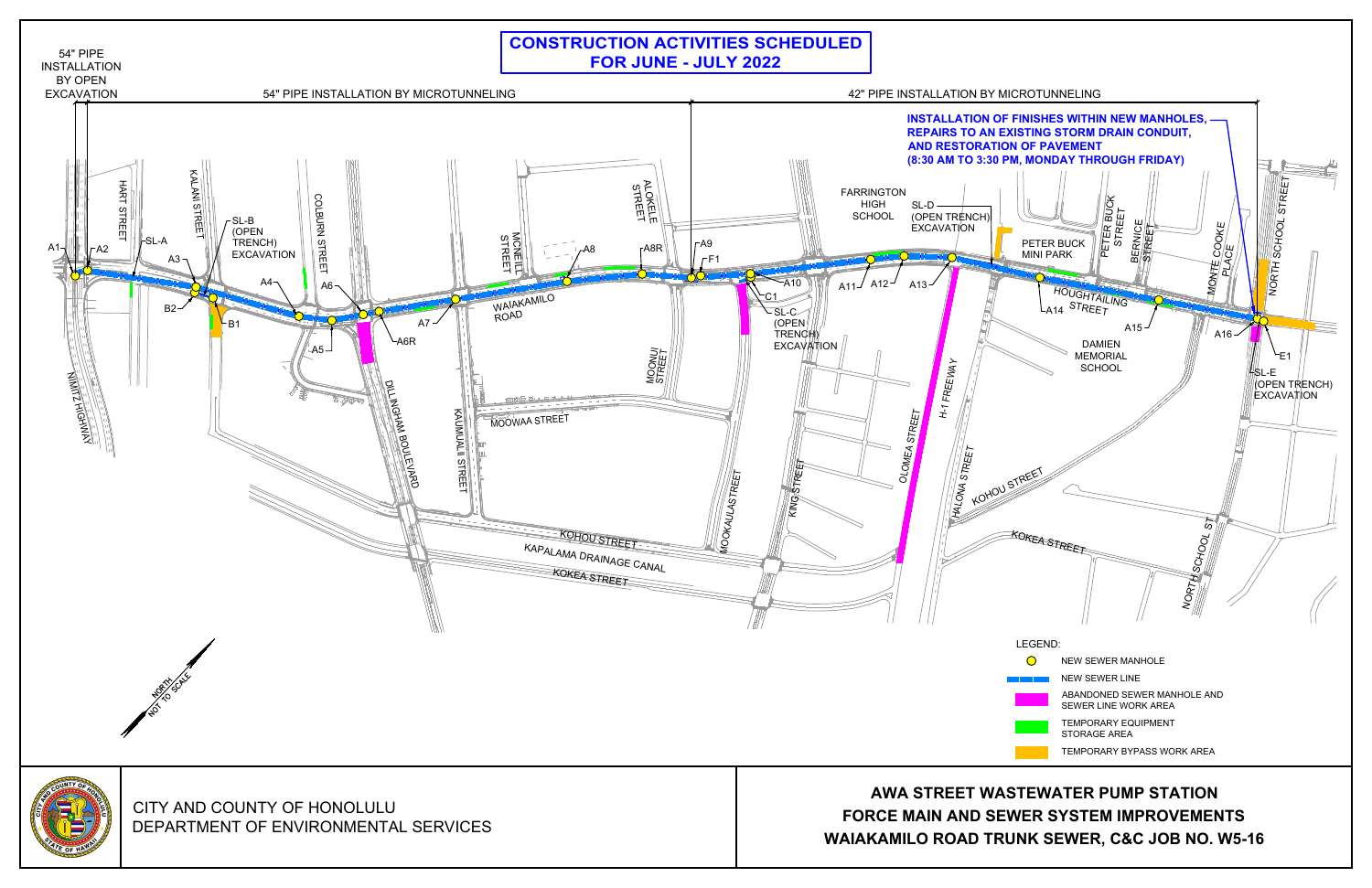# CONSTRUCTION ACTIVITIES SCHEDULED FOR JUNE - JULY 2022

54" PIPE INSTALLATION BY OPEN EXCAVATION

54" PIPE INSTALLATION BY MICROTUNNELING

42" PIPE INSTALLATION BY MICROTUNNELING

**INSTALLATION OF FINISHES WITHIN NEW MANHOLES, REPAIRS TO AN EXISTING STORM DRAIN CONDUIT, AND RESTORATION OF PAVEMENT (8:30 AM TO 3:30 PM, MONDAY THROUGH FRIDAY)**

A1
A2
SL-A
HART STREET
KALANI STREET
SL-B (OPEN TRENCH) EXCAVATION
A3
B2
B1
COLBURN STREET
A4
A5
A6
A6R
A7
WAIAKAMILO ROAD
MCNEILL STREET
A8
A8R
ALOKELE STREET
A9
F1
A10
C1
SL-C (OPEN TRENCH) EXCAVATION
MOONUI STREET
FARRINGTON HIGH SCHOOL
SL-D (OPEN TRENCH) EXCAVATION
A11
A12
A13
PETER BUCK MINI PARK
PETER BUCK STREET
BERNICE STREET
MONTE COOKE PLACE
NORTH SCHOOL STREET
HOUGHTAILING STREET
A14
A15
A16
E1
SL-E (OPEN TRENCH) EXCAVATION
DAMIEN MEMORIAL SCHOOL
NIMITZ HIGHWAY
DILLINGHAM BOULEVARD
KAUMUALII STREET
MOOWAA STREET
MOOKAULA STREET
KING STREET
OLOMEA STREET
H-1 FREEWAY
HALONA STREET
KOHOU STREET
KOKEA STREET
KAPALAMA DRAINAGE CANAL
NORTH SCHOOL ST
NORTH NOT TO SCALE

LEGEND:

- NEW SEWER MANHOLE
- NEW SEWER LINE
- ABANDONED SEWER MANHOLE AND SEWER LINE WORK AREA
- TEMPORARY EQUIPMENT STORAGE AREA
- TEMPORARY BYPASS WORK AREA

CITY AND COUNTY OF HONOLULU
DEPARTMENT OF ENVIRONMENTAL SERVICES

**AWA STREET WASTEWATER PUMP STATION FORCE MAIN AND SEWER SYSTEM IMPROVEMENTS WAIAKAMILO ROAD TRUNK SEWER, C&C JOB NO. W5-16**